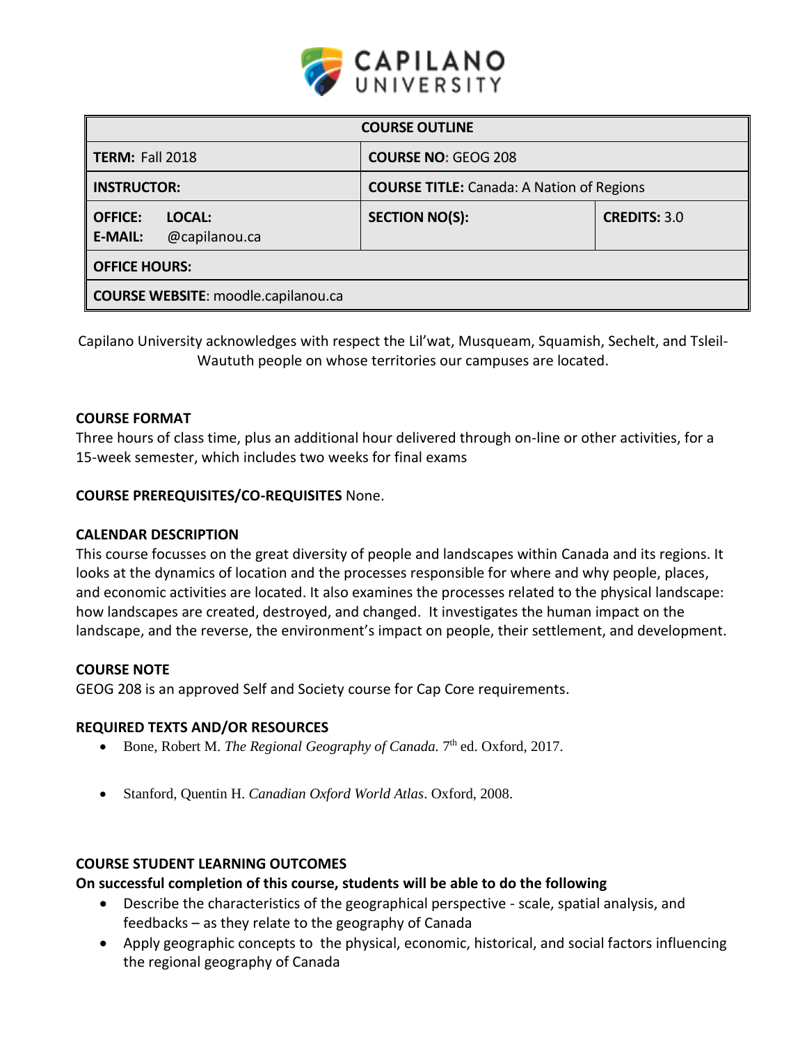# CAPILANO UNIVERSITY

| COURSE OUTLINE | | |
|---|---|---|
| **TERM:** Fall 2018 | **COURSE NO:** GEOG 208 | |
| **INSTRUCTOR:** | **COURSE TITLE:** Canada: A Nation of Regions | |
| **OFFICE:** **LOCAL:** **E-MAIL:** @capilanou.ca | **SECTION NO(S):** | **CREDITS:** 3.0 |
| **OFFICE HOURS:** | | |
| **COURSE WEBSITE**: moodle.capilanou.ca | | |

Capilano University acknowledges with respect the Lil'wat, Musqueam, Squamish, Sechelt, and Tsleil-Waututh people on whose territories our campuses are located.

## COURSE FORMAT

Three hours of class time, plus an additional hour delivered through on-line or other activities, for a 15-week semester, which includes two weeks for final exams

**COURSE PREREQUISITES/CO-REQUISITES** None.

## CALENDAR DESCRIPTION

This course focusses on the great diversity of people and landscapes within Canada and its regions. It looks at the dynamics of location and the processes responsible for where and why people, places, and economic activities are located. It also examines the processes related to the physical landscape: how landscapes are created, destroyed, and changed. It investigates the human impact on the landscape, and the reverse, the environment's impact on people, their settlement, and development.

## COURSE NOTE

GEOG 208 is an approved Self and Society course for Cap Core requirements.

## REQUIRED TEXTS AND/OR RESOURCES

- Bone, Robert M. *The Regional Geography of Canada.* 7th ed. Oxford, 2017.
- Stanford, Quentin H. *Canadian Oxford World Atlas*. Oxford, 2008.

## COURSE STUDENT LEARNING OUTCOMES

**On successful completion of this course, students will be able to do the following**

- Describe the characteristics of the geographical perspective - scale, spatial analysis, and feedbacks – as they relate to the geography of Canada
- Apply geographic concepts to the physical, economic, historical, and social factors influencing the regional geography of Canada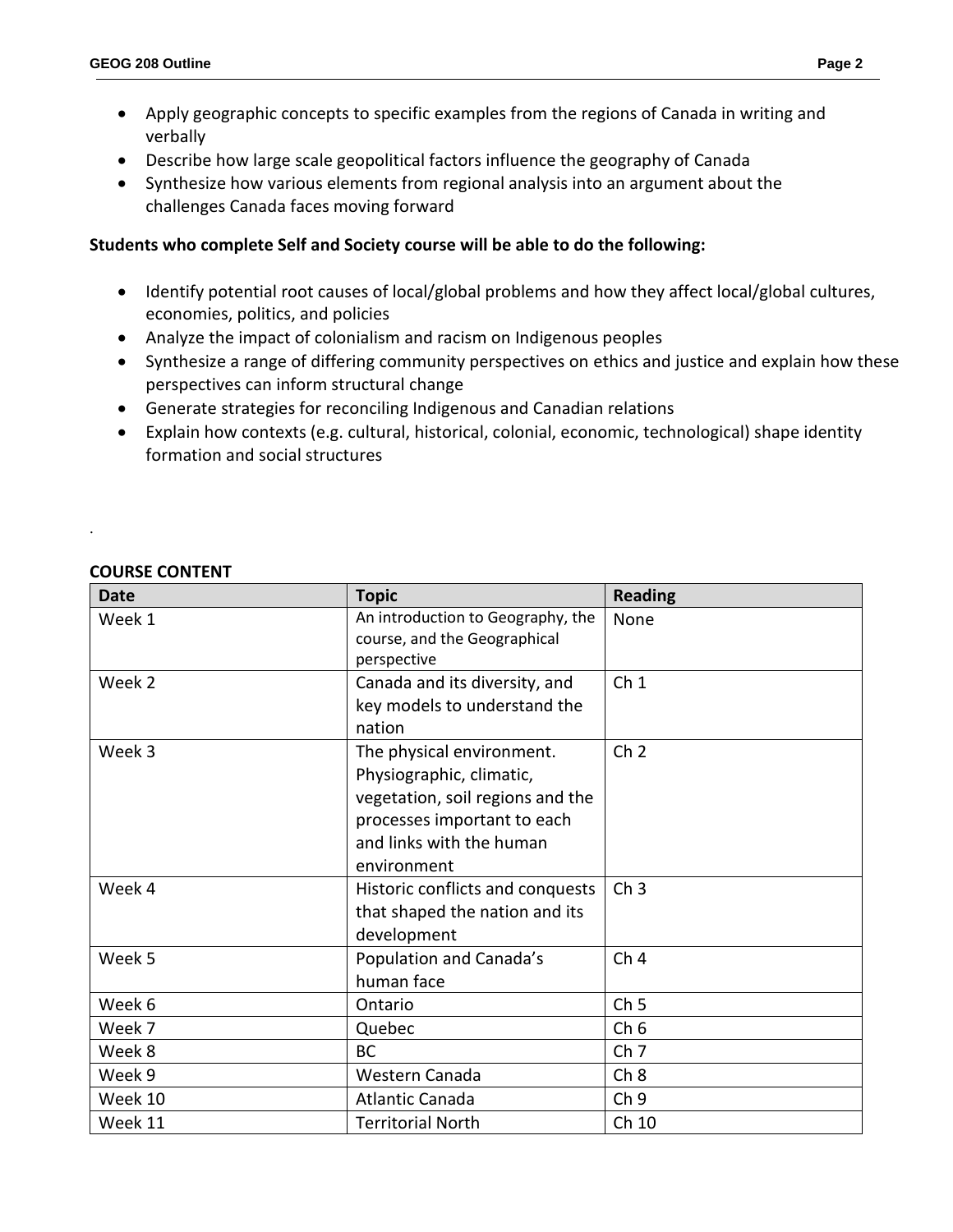- Apply geographic concepts to specific examples from the regions of Canada in writing and verbally
- Describe how large scale geopolitical factors influence the geography of Canada
- Synthesize how various elements from regional analysis into an argument about the challenges Canada faces moving forward

**Students who complete Self and Society course will be able to do the following:**

- Identify potential root causes of local/global problems and how they affect local/global cultures, economies, politics, and policies
- Analyze the impact of colonialism and racism on Indigenous peoples
- Synthesize a range of differing community perspectives on ethics and justice and explain how these perspectives can inform structural change
- Generate strategies for reconciling Indigenous and Canadian relations
- Explain how contexts (e.g. cultural, historical, colonial, economic, technological) shape identity formation and social structures

.

**COURSE CONTENT**

| Date | Topic | Reading |
|---|---|---|
| Week 1 | An introduction to Geography, the course, and the Geographical perspective | None |
| Week 2 | Canada and its diversity, and key models to understand the nation | Ch 1 |
| Week 3 | The physical environment. Physiographic, climatic, vegetation, soil regions and the processes important to each and links with the human environment | Ch 2 |
| Week 4 | Historic conflicts and conquests that shaped the nation and its development | Ch 3 |
| Week 5 | Population and Canada's human face | Ch 4 |
| Week 6 | Ontario | Ch 5 |
| Week 7 | Quebec | Ch 6 |
| Week 8 | BC | Ch 7 |
| Week 9 | Western Canada | Ch 8 |
| Week 10 | Atlantic Canada | Ch 9 |
| Week 11 | Territorial North | Ch 10 |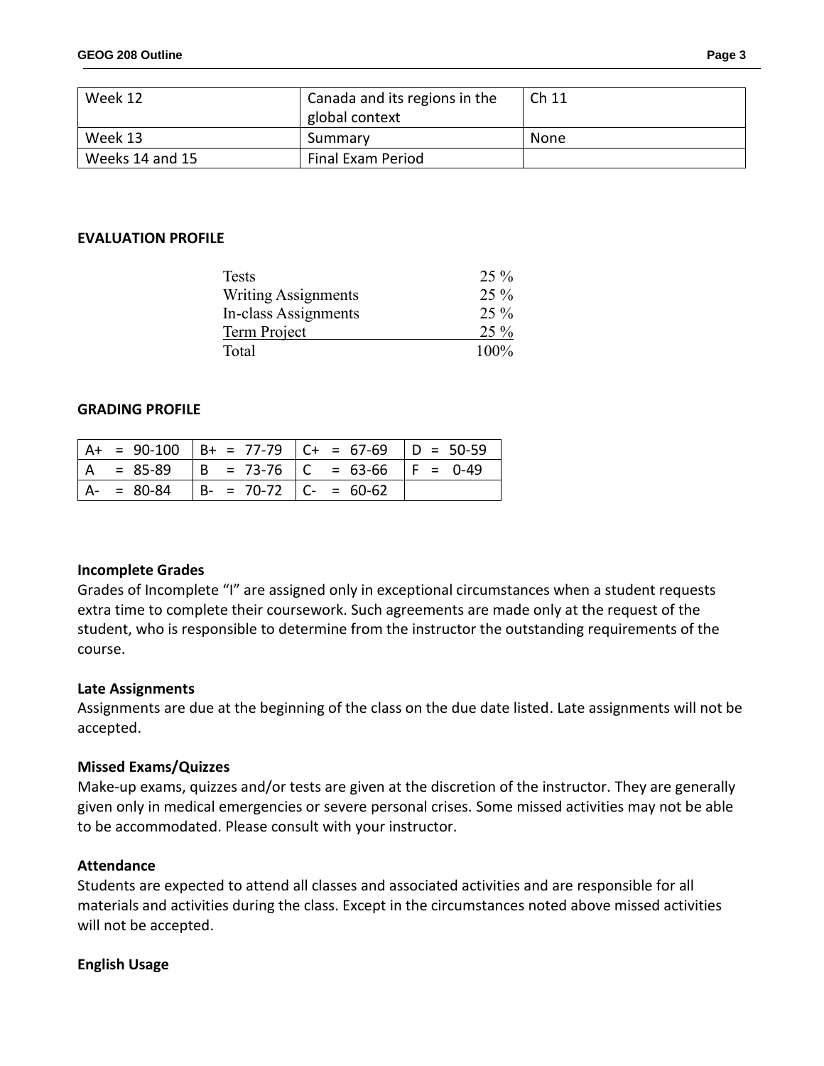| | | |
|---|---|---|
| Week 12 | Canada and its regions in the global context | Ch 11 |
| Week 13 | Summary | None |
| Weeks 14 and 15 | Final Exam Period | |

**EVALUATION PROFILE**

| | |
|---|---|
| Tests | 25 % |
| Writing Assignments | 25 % |
| In-class Assignments | 25 % |
| Term Project | 25 % |
| Total | 100% |

**GRADING PROFILE**

| | | | |
|---|---|---|---|
| A+ = 90-100 | B+ = 77-79 | C+ = 67-69 | D = 50-59 |
| A = 85-89 | B = 73-76 | C = 63-66 | F = 0-49 |
| A- = 80-84 | B- = 70-72 | C- = 60-62 | |

**Incomplete Grades**

Grades of Incomplete "I" are assigned only in exceptional circumstances when a student requests extra time to complete their coursework. Such agreements are made only at the request of the student, who is responsible to determine from the instructor the outstanding requirements of the course.

**Late Assignments**

Assignments are due at the beginning of the class on the due date listed. Late assignments will not be accepted.

**Missed Exams/Quizzes**

Make-up exams, quizzes and/or tests are given at the discretion of the instructor. They are generally given only in medical emergencies or severe personal crises. Some missed activities may not be able to be accommodated. Please consult with your instructor.

**Attendance**

Students are expected to attend all classes and associated activities and are responsible for all materials and activities during the class. Except in the circumstances noted above missed activities will not be accepted.

**English Usage**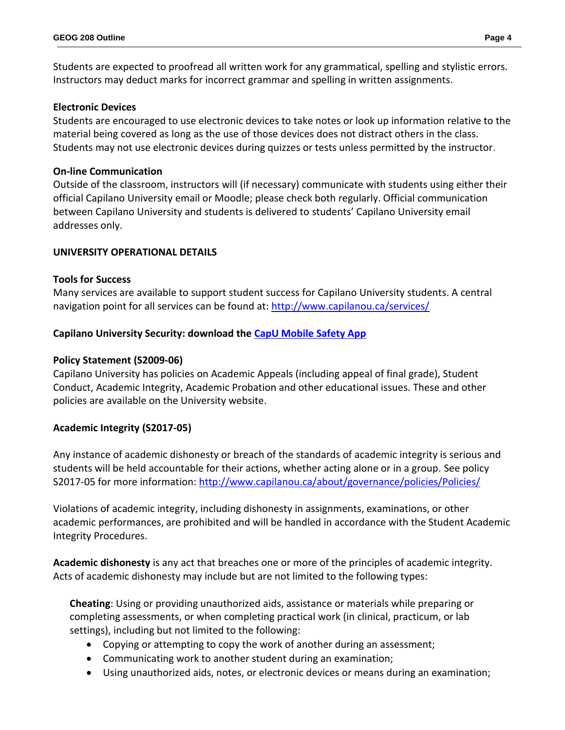Students are expected to proofread all written work for any grammatical, spelling and stylistic errors. Instructors may deduct marks for incorrect grammar and spelling in written assignments.

**Electronic Devices**

Students are encouraged to use electronic devices to take notes or look up information relative to the material being covered as long as the use of those devices does not distract others in the class. Students may not use electronic devices during quizzes or tests unless permitted by the instructor.

**On-line Communication**

Outside of the classroom, instructors will (if necessary) communicate with students using either their official Capilano University email or Moodle; please check both regularly. Official communication between Capilano University and students is delivered to students' Capilano University email addresses only.

## UNIVERSITY OPERATIONAL DETAILS

**Tools for Success**

Many services are available to support student success for Capilano University students. A central navigation point for all services can be found at: [http://www.capilanou.ca/services/](http://www.capilanou.ca/services/)

**Capilano University Security: download the [CapU Mobile Safety App](#)**

**Policy Statement (S2009-06)**

Capilano University has policies on Academic Appeals (including appeal of final grade), Student Conduct, Academic Integrity, Academic Probation and other educational issues. These and other policies are available on the University website.

**Academic Integrity (S2017-05)**

Any instance of academic dishonesty or breach of the standards of academic integrity is serious and students will be held accountable for their actions, whether acting alone or in a group. See policy S2017-05 for more information: [http://www.capilanou.ca/about/governance/policies/Policies/](http://www.capilanou.ca/about/governance/policies/Policies/)

Violations of academic integrity, including dishonesty in assignments, examinations, or other academic performances, are prohibited and will be handled in accordance with the Student Academic Integrity Procedures.

**Academic dishonesty** is any act that breaches one or more of the principles of academic integrity. Acts of academic dishonesty may include but are not limited to the following types:

**Cheating**: Using or providing unauthorized aids, assistance or materials while preparing or completing assessments, or when completing practical work (in clinical, practicum, or lab settings), including but not limited to the following:

- Copying or attempting to copy the work of another during an assessment;
- Communicating work to another student during an examination;
- Using unauthorized aids, notes, or electronic devices or means during an examination;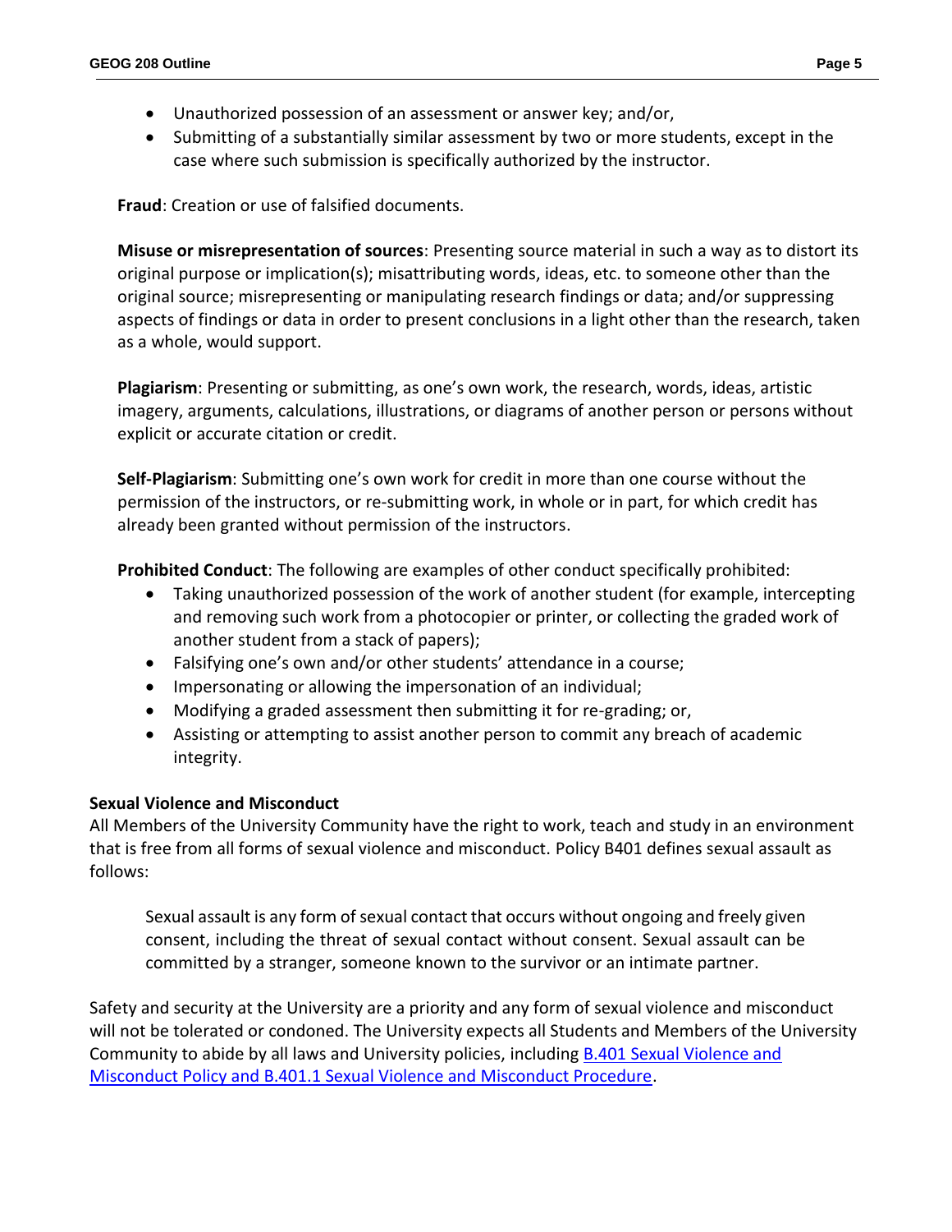- Unauthorized possession of an assessment or answer key; and/or,
- Submitting of a substantially similar assessment by two or more students, except in the case where such submission is specifically authorized by the instructor.

**Fraud**: Creation or use of falsified documents.

**Misuse or misrepresentation of sources**: Presenting source material in such a way as to distort its original purpose or implication(s); misattributing words, ideas, etc. to someone other than the original source; misrepresenting or manipulating research findings or data; and/or suppressing aspects of findings or data in order to present conclusions in a light other than the research, taken as a whole, would support.

**Plagiarism**: Presenting or submitting, as one's own work, the research, words, ideas, artistic imagery, arguments, calculations, illustrations, or diagrams of another person or persons without explicit or accurate citation or credit.

**Self-Plagiarism**: Submitting one's own work for credit in more than one course without the permission of the instructors, or re-submitting work, in whole or in part, for which credit has already been granted without permission of the instructors.

**Prohibited Conduct**: The following are examples of other conduct specifically prohibited:

- Taking unauthorized possession of the work of another student (for example, intercepting and removing such work from a photocopier or printer, or collecting the graded work of another student from a stack of papers);
- Falsifying one's own and/or other students' attendance in a course;
- Impersonating or allowing the impersonation of an individual;
- Modifying a graded assessment then submitting it for re-grading; or,
- Assisting or attempting to assist another person to commit any breach of academic integrity.

### Sexual Violence and Misconduct

All Members of the University Community have the right to work, teach and study in an environment that is free from all forms of sexual violence and misconduct. Policy B401 defines sexual assault as follows:

> Sexual assault is any form of sexual contact that occurs without ongoing and freely given consent, including the threat of sexual contact without consent. Sexual assault can be committed by a stranger, someone known to the survivor or an intimate partner.

Safety and security at the University are a priority and any form of sexual violence and misconduct will not be tolerated or condoned. The University expects all Students and Members of the University Community to abide by all laws and University policies, including B.401 Sexual Violence and Misconduct Policy and B.401.1 Sexual Violence and Misconduct Procedure.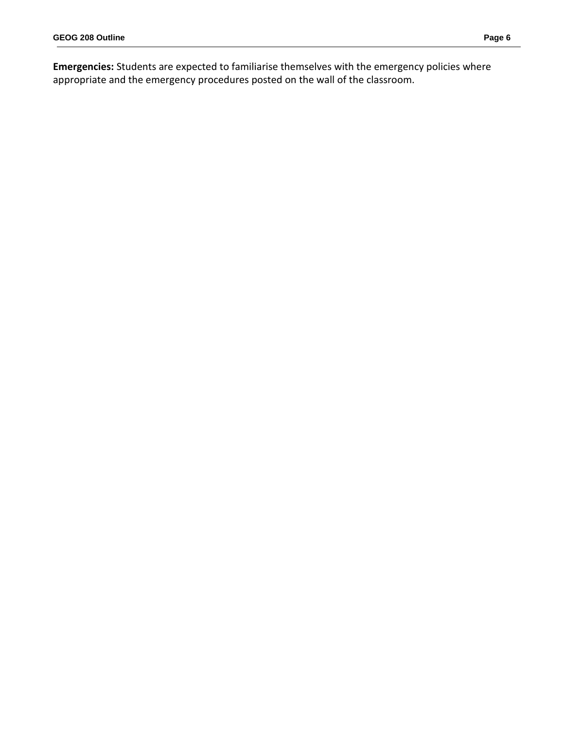**Emergencies:** Students are expected to familiarise themselves with the emergency policies where appropriate and the emergency procedures posted on the wall of the classroom.